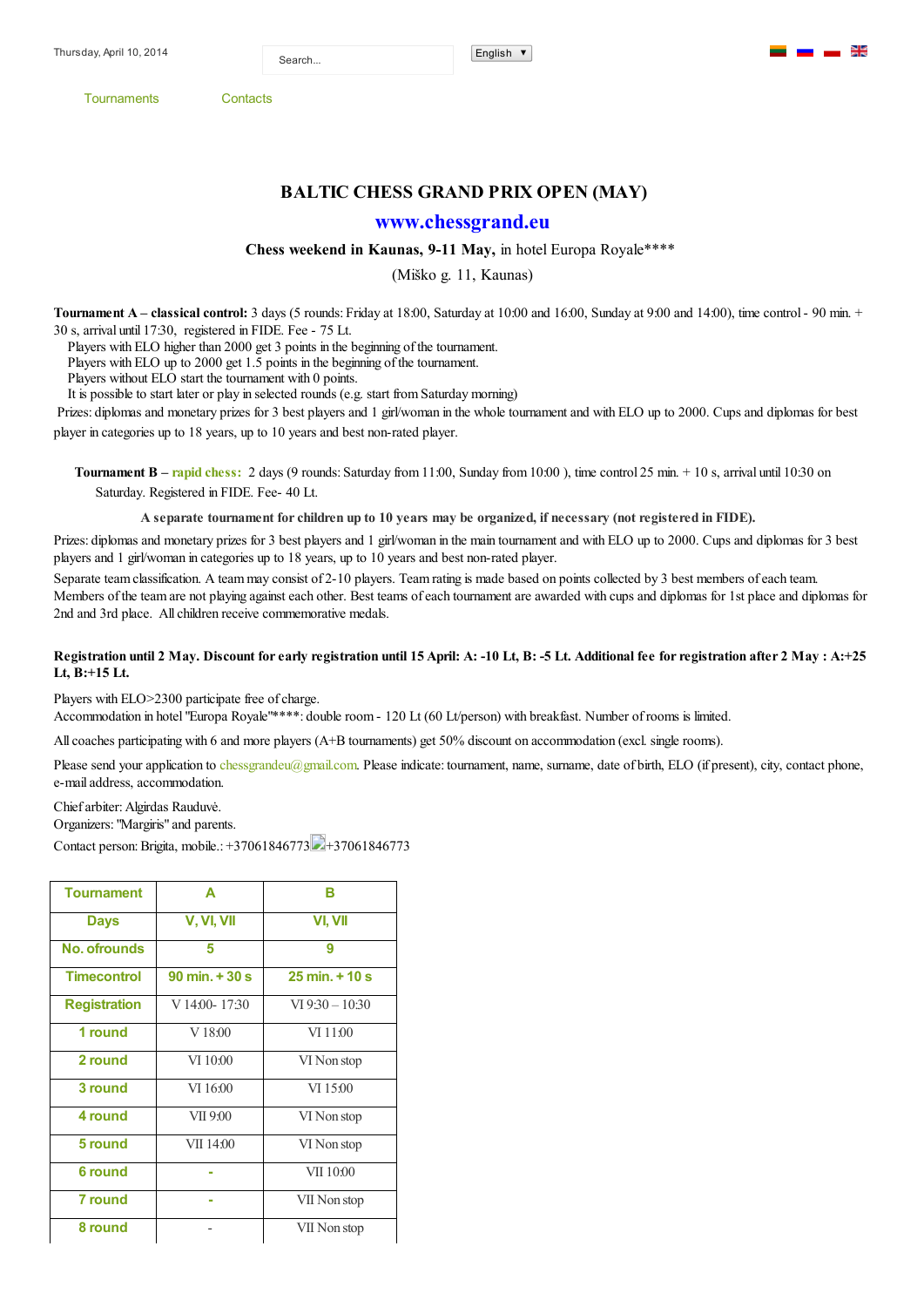Thursday, April 10, 2014

Search...

English

Tournaments    Contacts

# BALTIC CHESS GRAND PRIX OPEN (MAY)

## www.chessgrand.eu

**Chess weekend in Kaunas, 9-11 May,** in hotel Europa Royale****

(Miško g. 11, Kaunas)

**Tournament A – classical control:** 3 days (5 rounds: Friday at 18:00, Saturday at 10:00 and 16:00, Sunday at 9:00 and 14:00), time control - 90 min. + 30 s, arrival until 17:30, registered in FIDE. Fee - 75 Lt.

Players with ELO higher than 2000 get 3 points in the beginning of the tournament.
Players with ELO up to 2000 get 1.5 points in the beginning of the tournament.
Players without ELO start the tournament with 0 points.
It is possible to start later or play in selected rounds (e.g. start from Saturday morning)

Prizes: diplomas and monetary prizes for 3 best players and 1 girl/woman in the whole tournament and with ELO up to 2000. Cups and diplomas for best player in categories up to 18 years, up to 10 years and best non-rated player.

**Tournament B –** rapid chess: 2 days (9 rounds: Saturday from 11:00, Sunday from 10:00 ), time control 25 min. + 10 s, arrival until 10:30 on Saturday. Registered in FIDE. Fee- 40 Lt.

**A separate tournament for children up to 10 years may be organized, if necessary (not registered in FIDE).**

Prizes: diplomas and monetary prizes for 3 best players and 1 girl/woman in the main tournament and with ELO up to 2000. Cups and diplomas for 3 best players and 1 girl/woman in categories up to 18 years, up to 10 years and best non-rated player.

Separate team classification. A team may consist of 2-10 players. Team rating is made based on points collected by 3 best members of each team. Members of the team are not playing against each other. Best teams of each tournament are awarded with cups and diplomas for 1st place and diplomas for 2nd and 3rd place. All children receive commemorative medals.

**Registration until 2 May. Discount for early registration until 15 April: A: -10 Lt, B: -5 Lt. Additional fee for registration after 2 May : A:+25 Lt, B:+15 Lt.**

Players with ELO>2300 participate free of charge.
Accommodation in hotel "Europa Royale"****: double room - 120 Lt (60 Lt/person) with breakfast. Number of rooms is limited.

All coaches participating with 6 and more players (A+B tournaments) get 50% discount on accommodation (excl. single rooms).

Please send your application to chessgrandeu@gmail.com. Please indicate: tournament, name, surname, date of birth, ELO (if present), city, contact phone, e-mail address, accommodation.

Chief arbiter: Algirdas Rauduvė.
Organizers: "Margiris" and parents.
Contact person: Brigita, mobile.: +37061846773 +37061846773

| Tournament | A | B |
|---|---|---|
| Days | V, VI, VII | VI, VII |
| No. ofrounds | 5 | 9 |
| Timecontrol | 90 min. + 30 s | 25 min. + 10 s |
| Registration | V 14:00- 17:30 | VI 9:30 – 10:30 |
| 1 round | V 18:00 | VI 11:00 |
| 2 round | VI 10:00 | VI Non stop |
| 3 round | VI 16:00 | VI 15:00 |
| 4 round | VII 9:00 | VI Non stop |
| 5 round | VII 14:00 | VI Non stop |
| 6 round | - | VII 10:00 |
| 7 round | - | VII Non stop |
| 8 round | - | VII Non stop |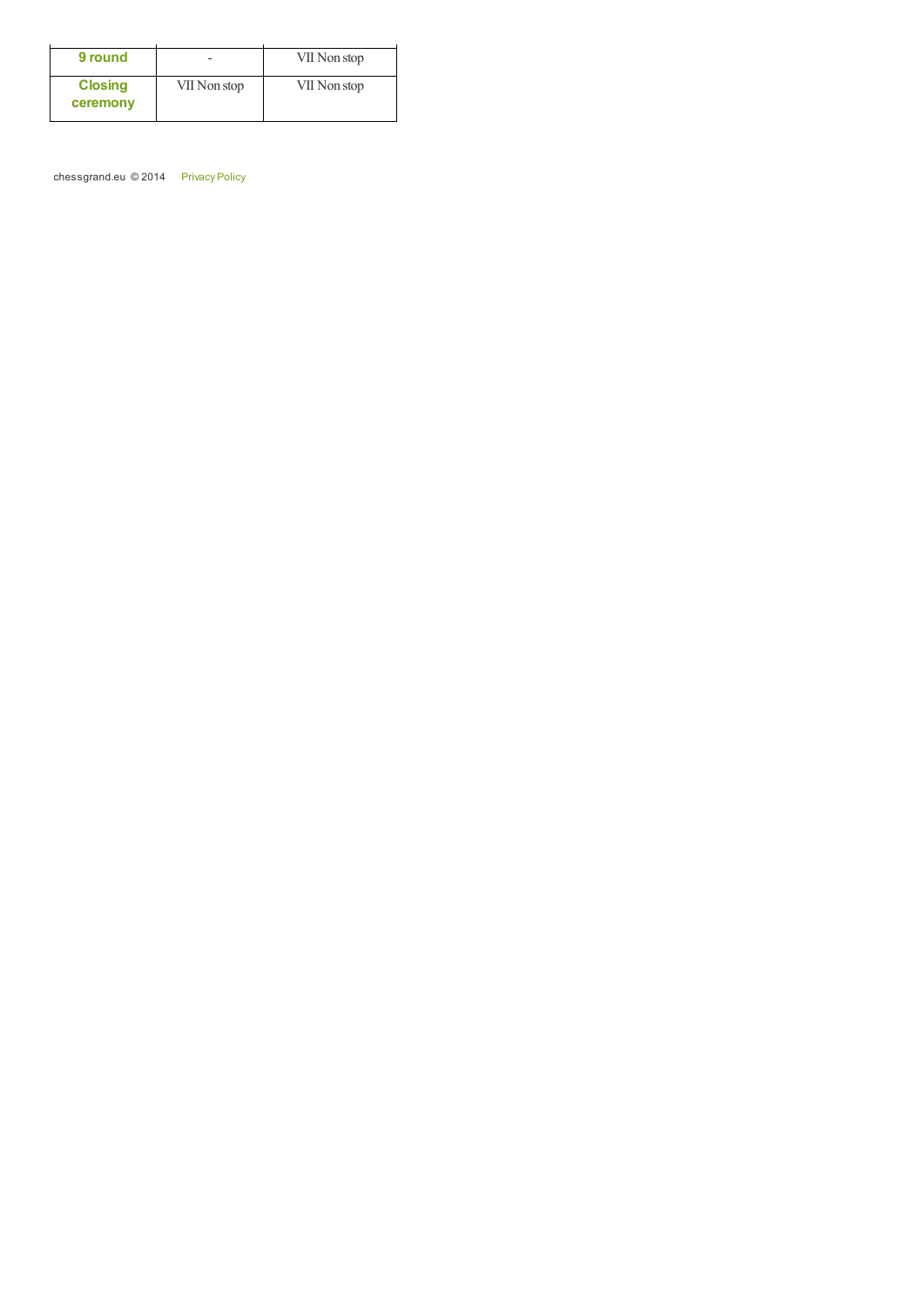| | | |
|---|---|---|
| **9 round** | - | VII Non stop |
| **Closing ceremony** | VII Non stop | VII Non stop |

chessgrand.eu © 2014 Privacy Policy